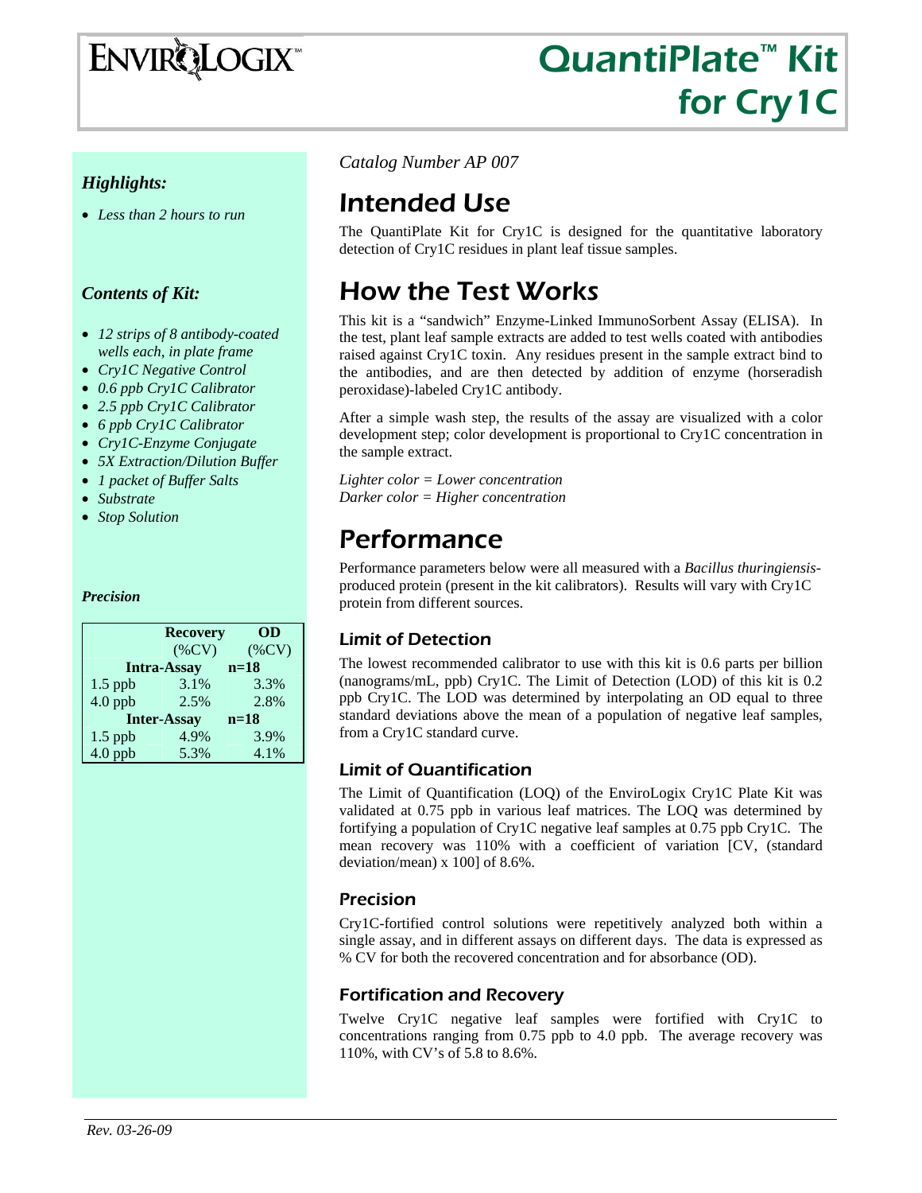# EnviroLogix

# QuantiPlate™ Kit for Cry1C

### *Highlights:*

- *Less than 2 hours to run*

### *Contents of Kit:*

- *12 strips of 8 antibody-coated wells each, in plate frame*
- *Cry1C Negative Control*
- *0.6 ppb Cry1C Calibrator*
- *2.5 ppb Cry1C Calibrator*
- *6 ppb Cry1C Calibrator*
- *Cry1C-Enzyme Conjugate*
- *5X Extraction/Dilution Buffer*
- *1 packet of Buffer Salts*
- *Substrate*
- *Stop Solution*

***Precision***

| | **Recovery** (%CV) | **OD** (%CV) |
|---|---|---|
| **Intra-Assay** | | **n=18** |
| 1.5 ppb | 3.1% | 3.3% |
| 4.0 ppb | 2.5% | 2.8% |
| **Inter-Assay** | | **n=18** |
| 1.5 ppb | 4.9% | 3.9% |
| 4.0 ppb | 5.3% | 4.1% |

*Catalog Number AP 007*

# Intended Use

The QuantiPlate Kit for Cry1C is designed for the quantitative laboratory detection of Cry1C residues in plant leaf tissue samples.

# How the Test Works

This kit is a "sandwich" Enzyme-Linked ImmunoSorbent Assay (ELISA). In the test, plant leaf sample extracts are added to test wells coated with antibodies raised against Cry1C toxin. Any residues present in the sample extract bind to the antibodies, and are then detected by addition of enzyme (horseradish peroxidase)-labeled Cry1C antibody.

After a simple wash step, the results of the assay are visualized with a color development step; color development is proportional to Cry1C concentration in the sample extract.

*Lighter color = Lower concentration*
*Darker color = Higher concentration*

# Performance

Performance parameters below were all measured with a *Bacillus thuringiensis*-produced protein (present in the kit calibrators). Results will vary with Cry1C protein from different sources.

## Limit of Detection

The lowest recommended calibrator to use with this kit is 0.6 parts per billion (nanograms/mL, ppb) Cry1C. The Limit of Detection (LOD) of this kit is 0.2 ppb Cry1C. The LOD was determined by interpolating an OD equal to three standard deviations above the mean of a population of negative leaf samples, from a Cry1C standard curve.

## Limit of Quantification

The Limit of Quantification (LOQ) of the EnviroLogix Cry1C Plate Kit was validated at 0.75 ppb in various leaf matrices. The LOQ was determined by fortifying a population of Cry1C negative leaf samples at 0.75 ppb Cry1C. The mean recovery was 110% with a coefficient of variation [CV, (standard deviation/mean) x 100] of 8.6%.

## Precision

Cry1C-fortified control solutions were repetitively analyzed both within a single assay, and in different assays on different days. The data is expressed as % CV for both the recovered concentration and for absorbance (OD).

## Fortification and Recovery

Twelve Cry1C negative leaf samples were fortified with Cry1C to concentrations ranging from 0.75 ppb to 4.0 ppb. The average recovery was 110%, with CV's of 5.8 to 8.6%.

*Rev. 03-26-09*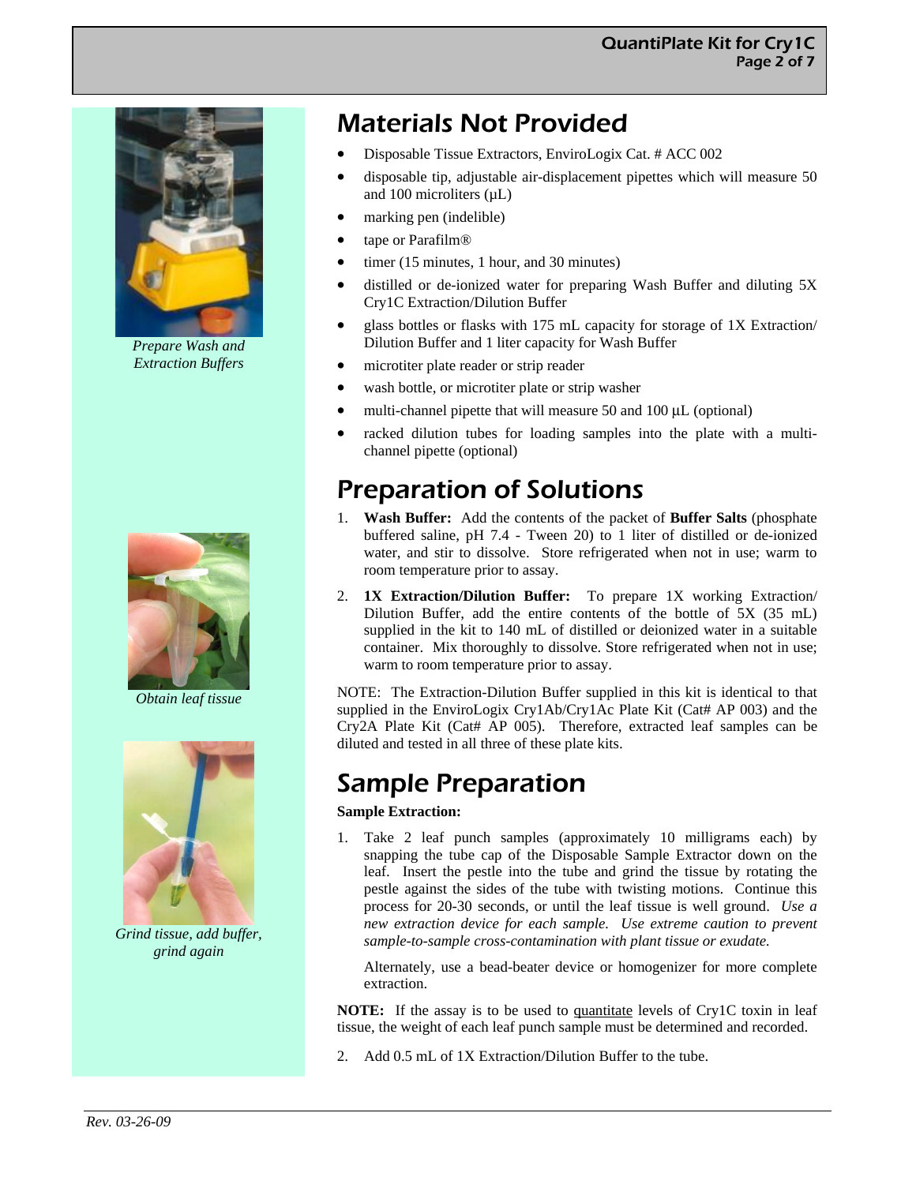*Prepare Wash and Extraction Buffers*

*Obtain leaf tissue*

*Grind tissue, add buffer, grind again*

# Materials Not Provided

- Disposable Tissue Extractors, EnviroLogix Cat. # ACC 002
- disposable tip, adjustable air-displacement pipettes which will measure 50 and 100 microliters (µL)
- marking pen (indelible)
- tape or Parafilm®
- timer (15 minutes, 1 hour, and 30 minutes)
- distilled or de-ionized water for preparing Wash Buffer and diluting 5X Cry1C Extraction/Dilution Buffer
- glass bottles or flasks with 175 mL capacity for storage of 1X Extraction/ Dilution Buffer and 1 liter capacity for Wash Buffer
- microtiter plate reader or strip reader
- wash bottle, or microtiter plate or strip washer
- multi-channel pipette that will measure 50 and 100 µL (optional)
- racked dilution tubes for loading samples into the plate with a multi-channel pipette (optional)

# Preparation of Solutions

1. **Wash Buffer:** Add the contents of the packet of **Buffer Salts** (phosphate buffered saline, pH 7.4 - Tween 20) to 1 liter of distilled or de-ionized water, and stir to dissolve. Store refrigerated when not in use; warm to room temperature prior to assay.
2. **1X Extraction/Dilution Buffer:** To prepare 1X working Extraction/ Dilution Buffer, add the entire contents of the bottle of 5X (35 mL) supplied in the kit to 140 mL of distilled or deionized water in a suitable container. Mix thoroughly to dissolve. Store refrigerated when not in use; warm to room temperature prior to assay.

NOTE: The Extraction-Dilution Buffer supplied in this kit is identical to that supplied in the EnviroLogix Cry1Ab/Cry1Ac Plate Kit (Cat# AP 003) and the Cry2A Plate Kit (Cat# AP 005). Therefore, extracted leaf samples can be diluted and tested in all three of these plate kits.

# Sample Preparation

**Sample Extraction:**

1. Take 2 leaf punch samples (approximately 10 milligrams each) by snapping the tube cap of the Disposable Sample Extractor down on the leaf. Insert the pestle into the tube and grind the tissue by rotating the pestle against the sides of the tube with twisting motions. Continue this process for 20-30 seconds, or until the leaf tissue is well ground. *Use a new extraction device for each sample. Use extreme caution to prevent sample-to-sample cross-contamination with plant tissue or exudate.*

   Alternately, use a bead-beater device or homogenizer for more complete extraction.

**NOTE:** If the assay is to be used to quantitate levels of Cry1C toxin in leaf tissue, the weight of each leaf punch sample must be determined and recorded.

2. Add 0.5 mL of 1X Extraction/Dilution Buffer to the tube.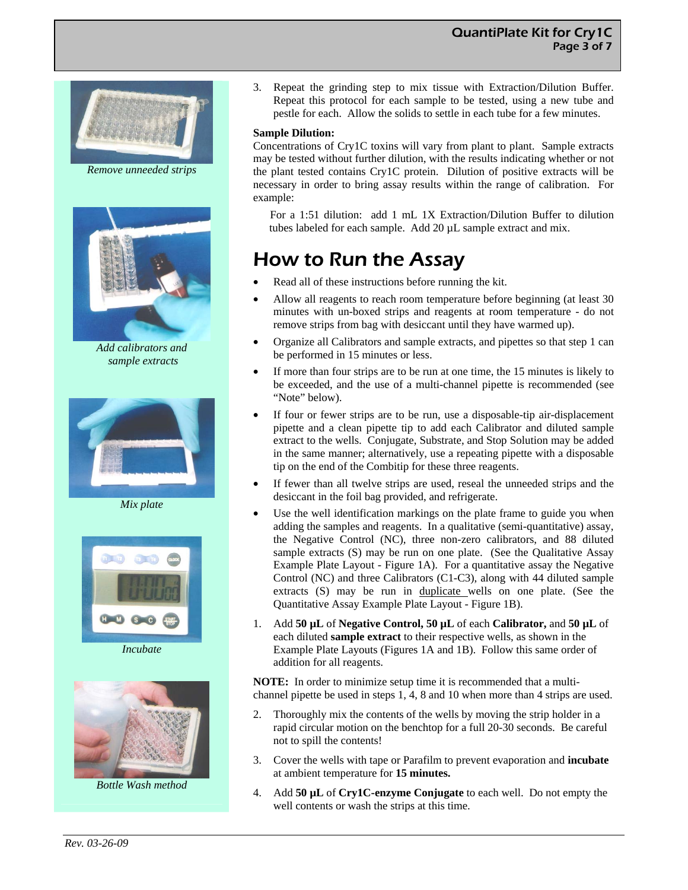*Remove unneeded strips*

*Add calibrators and sample extracts*

*Mix plate*

*Incubate*

*Bottle Wash method*

3. Repeat the grinding step to mix tissue with Extraction/Dilution Buffer. Repeat this protocol for each sample to be tested, using a new tube and pestle for each. Allow the solids to settle in each tube for a few minutes.

**Sample Dilution:**

Concentrations of Cry1C toxins will vary from plant to plant. Sample extracts may be tested without further dilution, with the results indicating whether or not the plant tested contains Cry1C protein. Dilution of positive extracts will be necessary in order to bring assay results within the range of calibration. For example:

For a 1:51 dilution: add 1 mL 1X Extraction/Dilution Buffer to dilution tubes labeled for each sample. Add 20 µL sample extract and mix.

# How to Run the Assay

- Read all of these instructions before running the kit.
- Allow all reagents to reach room temperature before beginning (at least 30 minutes with un-boxed strips and reagents at room temperature - do not remove strips from bag with desiccant until they have warmed up).
- Organize all Calibrators and sample extracts, and pipettes so that step 1 can be performed in 15 minutes or less.
- If more than four strips are to be run at one time, the 15 minutes is likely to be exceeded, and the use of a multi-channel pipette is recommended (see "Note" below).
- If four or fewer strips are to be run, use a disposable-tip air-displacement pipette and a clean pipette tip to add each Calibrator and diluted sample extract to the wells. Conjugate, Substrate, and Stop Solution may be added in the same manner; alternatively, use a repeating pipette with a disposable tip on the end of the Combitip for these three reagents.
- If fewer than all twelve strips are used, reseal the unneeded strips and the desiccant in the foil bag provided, and refrigerate.
- Use the well identification markings on the plate frame to guide you when adding the samples and reagents. In a qualitative (semi-quantitative) assay, the Negative Control (NC), three non-zero calibrators, and 88 diluted sample extracts (S) may be run on one plate. (See the Qualitative Assay Example Plate Layout - Figure 1A). For a quantitative assay the Negative Control (NC) and three Calibrators (C1-C3), along with 44 diluted sample extracts (S) may be run in duplicate wells on one plate. (See the Quantitative Assay Example Plate Layout - Figure 1B).

1. Add **50 µL** of **Negative Control, 50 µL** of each **Calibrator,** and **50 µL** of each diluted **sample extract** to their respective wells, as shown in the Example Plate Layouts (Figures 1A and 1B). Follow this same order of addition for all reagents.

**NOTE:** In order to minimize setup time it is recommended that a multi-channel pipette be used in steps 1, 4, 8 and 10 when more than 4 strips are used.

2. Thoroughly mix the contents of the wells by moving the strip holder in a rapid circular motion on the benchtop for a full 20-30 seconds. Be careful not to spill the contents!
3. Cover the wells with tape or Parafilm to prevent evaporation and **incubate** at ambient temperature for **15 minutes.**
4. Add **50 µL** of **Cry1C-enzyme Conjugate** to each well. Do not empty the well contents or wash the strips at this time.

*Rev. 03-26-09*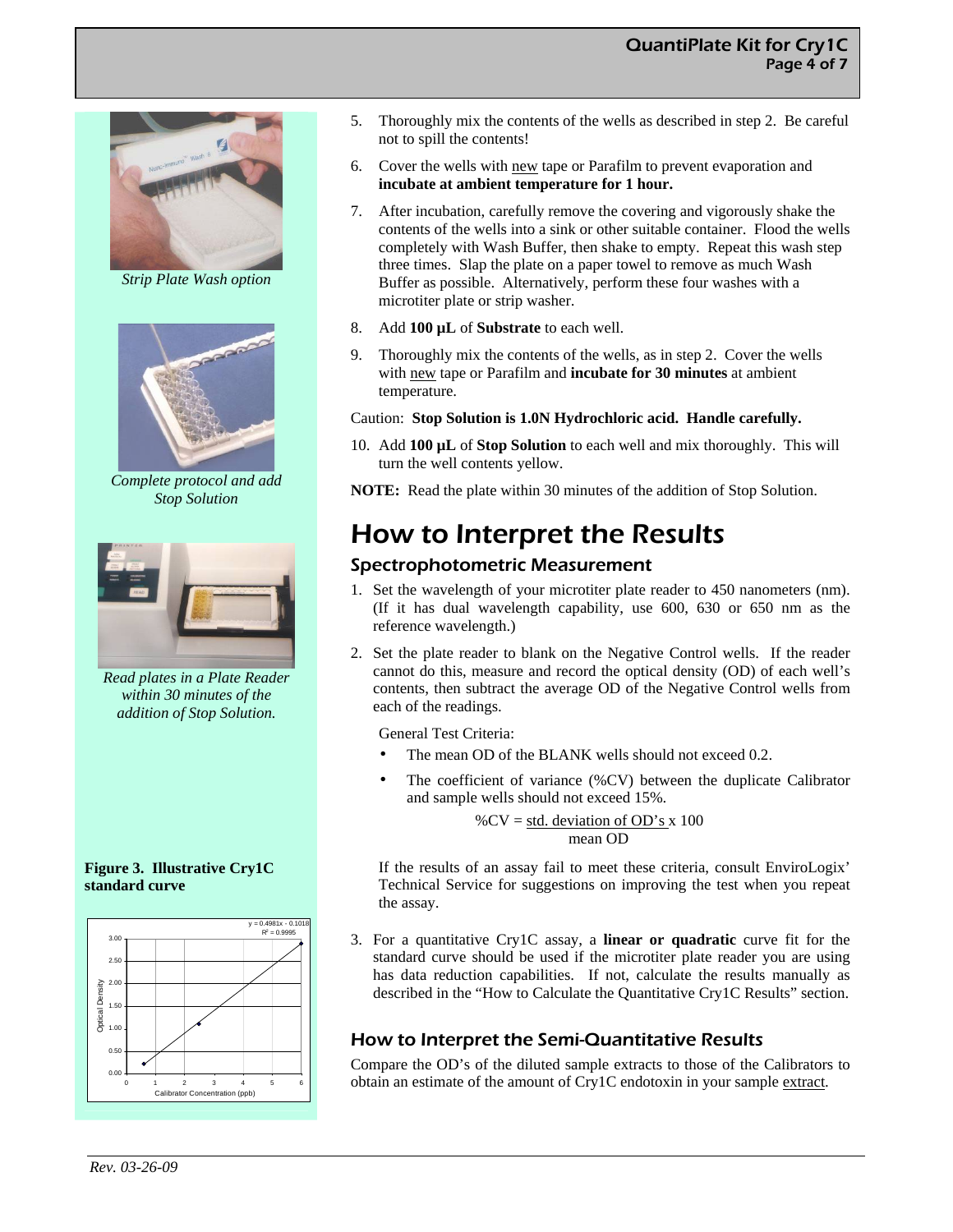*Strip Plate Wash option*

*Complete protocol and add Stop Solution*

*Read plates in a Plate Reader within 30 minutes of the addition of Stop Solution.*

**Figure 3. Illustrative Cry1C standard curve**

5. Thoroughly mix the contents of the wells as described in step 2. Be careful not to spill the contents!

6. Cover the wells with new tape or Parafilm to prevent evaporation and **incubate at ambient temperature for 1 hour.**

7. After incubation, carefully remove the covering and vigorously shake the contents of the wells into a sink or other suitable container. Flood the wells completely with Wash Buffer, then shake to empty. Repeat this wash step three times. Slap the plate on a paper towel to remove as much Wash Buffer as possible. Alternatively, perform these four washes with a microtiter plate or strip washer.

8. Add **100 µL** of **Substrate** to each well.

9. Thoroughly mix the contents of the wells, as in step 2. Cover the wells with new tape or Parafilm and **incubate for 30 minutes** at ambient temperature.

Caution: **Stop Solution is 1.0N Hydrochloric acid. Handle carefully.**

10. Add **100 µL** of **Stop Solution** to each well and mix thoroughly. This will turn the well contents yellow.

**NOTE:** Read the plate within 30 minutes of the addition of Stop Solution.

# How to Interpret the Results

## Spectrophotometric Measurement

1. Set the wavelength of your microtiter plate reader to 450 nanometers (nm). (If it has dual wavelength capability, use 600, 630 or 650 nm as the reference wavelength.)

2. Set the plate reader to blank on the Negative Control wells. If the reader cannot do this, measure and record the optical density (OD) of each well's contents, then subtract the average OD of the Negative Control wells from each of the readings.

   General Test Criteria:

   - The mean OD of the BLANK wells should not exceed 0.2.
   - The coefficient of variance (%CV) between the duplicate Calibrator and sample wells should not exceed 15%.

   $$\%CV = \frac{\text{std. deviation of OD's}}{\text{mean OD}} \times 100$$

   If the results of an assay fail to meet these criteria, consult EnviroLogix' Technical Service for suggestions on improving the test when you repeat the assay.

3. For a quantitative Cry1C assay, a **linear or quadratic** curve fit for the standard curve should be used if the microtiter plate reader you are using has data reduction capabilities. If not, calculate the results manually as described in the "How to Calculate the Quantitative Cry1C Results" section.

## How to Interpret the Semi-Quantitative Results

Compare the OD's of the diluted sample extracts to those of the Calibrators to obtain an estimate of the amount of Cry1C endotoxin in your sample extract.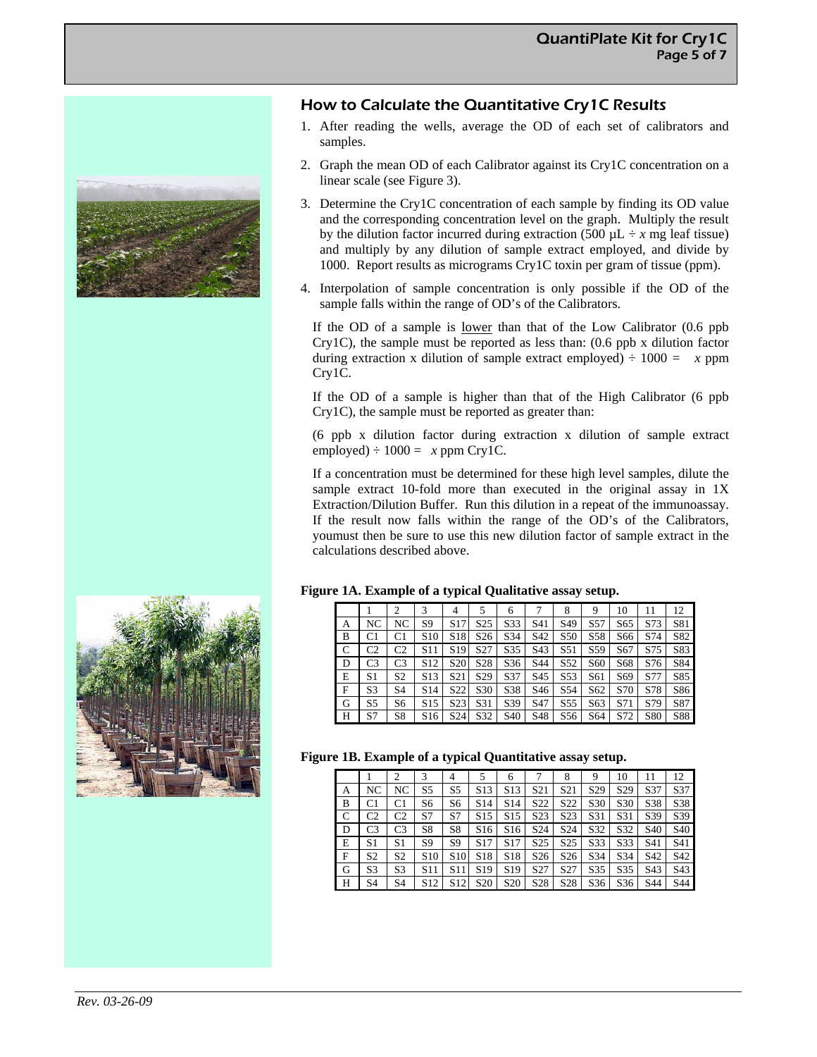## How to Calculate the Quantitative Cry1C Results

1. After reading the wells, average the OD of each set of calibrators and samples.
2. Graph the mean OD of each Calibrator against its Cry1C concentration on a linear scale (see Figure 3).
3. Determine the Cry1C concentration of each sample by finding its OD value and the corresponding concentration level on the graph. Multiply the result by the dilution factor incurred during extraction (500 µL ÷ *x* mg leaf tissue) and multiply by any dilution of sample extract employed, and divide by 1000. Report results as micrograms Cry1C toxin per gram of tissue (ppm).
4. Interpolation of sample concentration is only possible if the OD of the sample falls within the range of OD's of the Calibrators.

   If the OD of a sample is lower than that of the Low Calibrator (0.6 ppb Cry1C), the sample must be reported as less than: (0.6 ppb x dilution factor during extraction x dilution of sample extract employed) ÷ 1000 = *x* ppm Cry1C.

   If the OD of a sample is higher than that of the High Calibrator (6 ppb Cry1C), the sample must be reported as greater than:

   (6 ppb x dilution factor during extraction x dilution of sample extract employed) ÷ 1000 = *x* ppm Cry1C.

   If a concentration must be determined for these high level samples, dilute the sample extract 10-fold more than executed in the original assay in 1X Extraction/Dilution Buffer. Run this dilution in a repeat of the immunoassay. If the result now falls within the range of the OD's of the Calibrators, youmust then be sure to use this new dilution factor of sample extract in the calculations described above.

**Figure 1A. Example of a typical Qualitative assay setup.**

| | 1 | 2 | 3 | 4 | 5 | 6 | 7 | 8 | 9 | 10 | 11 | 12 |
|---|---|---|---|---|---|---|---|---|---|---|---|---|
| A | NC | NC | S9 | S17 | S25 | S33 | S41 | S49 | S57 | S65 | S73 | S81 |
| B | C1 | C1 | S10 | S18 | S26 | S34 | S42 | S50 | S58 | S66 | S74 | S82 |
| C | C2 | C2 | S11 | S19 | S27 | S35 | S43 | S51 | S59 | S67 | S75 | S83 |
| D | C3 | C3 | S12 | S20 | S28 | S36 | S44 | S52 | S60 | S68 | S76 | S84 |
| E | S1 | S2 | S13 | S21 | S29 | S37 | S45 | S53 | S61 | S69 | S77 | S85 |
| F | S3 | S4 | S14 | S22 | S30 | S38 | S46 | S54 | S62 | S70 | S78 | S86 |
| G | S5 | S6 | S15 | S23 | S31 | S39 | S47 | S55 | S63 | S71 | S79 | S87 |
| H | S7 | S8 | S16 | S24 | S32 | S40 | S48 | S56 | S64 | S72 | S80 | S88 |

**Figure 1B. Example of a typical Quantitative assay setup.**

| | 1 | 2 | 3 | 4 | 5 | 6 | 7 | 8 | 9 | 10 | 11 | 12 |
|---|---|---|---|---|---|---|---|---|---|---|---|---|
| A | NC | NC | S5 | S5 | S13 | S13 | S21 | S21 | S29 | S29 | S37 | S37 |
| B | C1 | C1 | S6 | S6 | S14 | S14 | S22 | S22 | S30 | S30 | S38 | S38 |
| C | C2 | C2 | S7 | S7 | S15 | S15 | S23 | S23 | S31 | S31 | S39 | S39 |
| D | C3 | C3 | S8 | S8 | S16 | S16 | S24 | S24 | S32 | S32 | S40 | S40 |
| E | S1 | S1 | S9 | S9 | S17 | S17 | S25 | S25 | S33 | S33 | S41 | S41 |
| F | S2 | S2 | S10 | S10 | S18 | S18 | S26 | S26 | S34 | S34 | S42 | S42 |
| G | S3 | S3 | S11 | S11 | S19 | S19 | S27 | S27 | S35 | S35 | S43 | S43 |
| H | S4 | S4 | S12 | S12 | S20 | S20 | S28 | S28 | S36 | S36 | S44 | S44 |

*Rev. 03-26-09*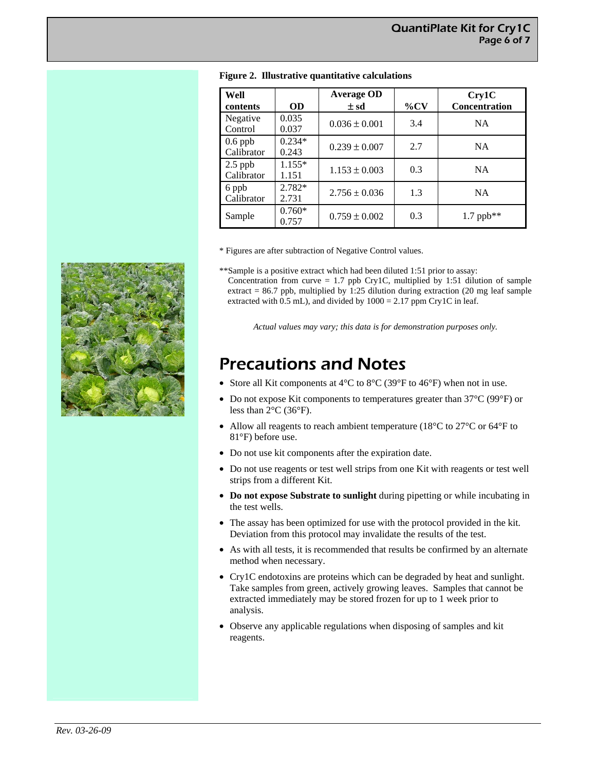**Figure 2. Illustrative quantitative calculations**

| Well contents | OD | Average OD ± sd | %CV | Cry1C Concentration |
|---|---|---|---|---|
| Negative Control | 0.035<br>0.037 | 0.036 ± 0.001 | 3.4 | NA |
| 0.6 ppb Calibrator | 0.234*<br>0.243 | 0.239 ± 0.007 | 2.7 | NA |
| 2.5 ppb Calibrator | 1.155*<br>1.151 | 1.153 ± 0.003 | 0.3 | NA |
| 6 ppb Calibrator | 2.782*<br>2.731 | 2.756 ± 0.036 | 1.3 | NA |
| Sample | 0.760*<br>0.757 | 0.759 ± 0.002 | 0.3 | 1.7 ppb** |

* Figures are after subtraction of Negative Control values.

**Sample is a positive extract which had been diluted 1:51 prior to assay:
Concentration from curve = 1.7 ppb Cry1C, multiplied by 1:51 dilution of sample extract = 86.7 ppb, multiplied by 1:25 dilution during extraction (20 mg leaf sample extracted with 0.5 mL), and divided by 1000 = 2.17 ppm Cry1C in leaf.

*Actual values may vary; this data is for demonstration purposes only.*

# Precautions and Notes

- Store all Kit components at 4°C to 8°C (39°F to 46°F) when not in use.
- Do not expose Kit components to temperatures greater than 37°C (99°F) or less than 2°C (36°F).
- Allow all reagents to reach ambient temperature (18°C to 27°C or 64°F to 81°F) before use.
- Do not use kit components after the expiration date.
- Do not use reagents or test well strips from one Kit with reagents or test well strips from a different Kit.
- **Do not expose Substrate to sunlight** during pipetting or while incubating in the test wells.
- The assay has been optimized for use with the protocol provided in the kit. Deviation from this protocol may invalidate the results of the test.
- As with all tests, it is recommended that results be confirmed by an alternate method when necessary.
- Cry1C endotoxins are proteins which can be degraded by heat and sunlight. Take samples from green, actively growing leaves. Samples that cannot be extracted immediately may be stored frozen for up to 1 week prior to analysis.
- Observe any applicable regulations when disposing of samples and kit reagents.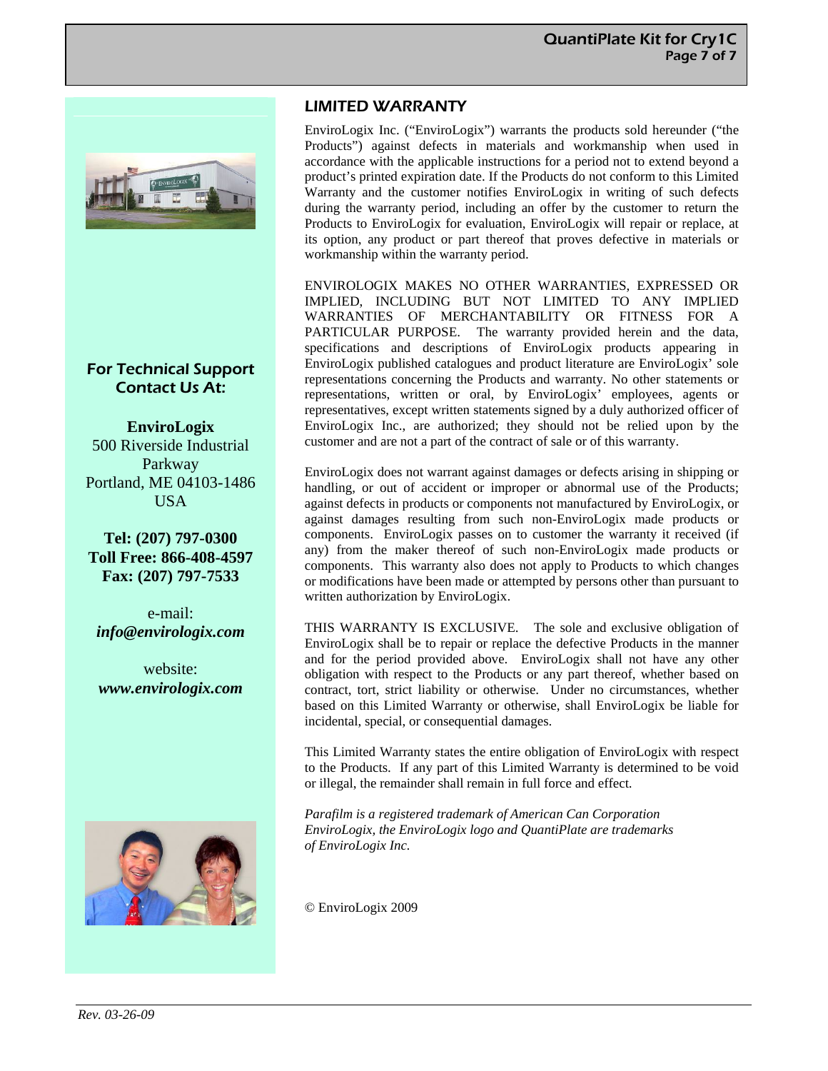## LIMITED WARRANTY

EnviroLogix Inc. ("EnviroLogix") warrants the products sold hereunder ("the Products") against defects in materials and workmanship when used in accordance with the applicable instructions for a period not to extend beyond a product's printed expiration date. If the Products do not conform to this Limited Warranty and the customer notifies EnviroLogix in writing of such defects during the warranty period, including an offer by the customer to return the Products to EnviroLogix for evaluation, EnviroLogix will repair or replace, at its option, any product or part thereof that proves defective in materials or workmanship within the warranty period.

ENVIROLOGIX MAKES NO OTHER WARRANTIES, EXPRESSED OR IMPLIED, INCLUDING BUT NOT LIMITED TO ANY IMPLIED WARRANTIES OF MERCHANTABILITY OR FITNESS FOR A PARTICULAR PURPOSE. The warranty provided herein and the data, specifications and descriptions of EnviroLogix products appearing in EnviroLogix published catalogues and product literature are EnviroLogix' sole representations concerning the Products and warranty. No other statements or representations, written or oral, by EnviroLogix' employees, agents or representatives, except written statements signed by a duly authorized officer of EnviroLogix Inc., are authorized; they should not be relied upon by the customer and are not a part of the contract of sale or of this warranty.

EnviroLogix does not warrant against damages or defects arising in shipping or handling, or out of accident or improper or abnormal use of the Products; against defects in products or components not manufactured by EnviroLogix, or against damages resulting from such non-EnviroLogix made products or components. EnviroLogix passes on to customer the warranty it received (if any) from the maker thereof of such non-EnviroLogix made products or components. This warranty also does not apply to Products to which changes or modifications have been made or attempted by persons other than pursuant to written authorization by EnviroLogix.

THIS WARRANTY IS EXCLUSIVE. The sole and exclusive obligation of EnviroLogix shall be to repair or replace the defective Products in the manner and for the period provided above. EnviroLogix shall not have any other obligation with respect to the Products or any part thereof, whether based on contract, tort, strict liability or otherwise. Under no circumstances, whether based on this Limited Warranty or otherwise, shall EnviroLogix be liable for incidental, special, or consequential damages.

This Limited Warranty states the entire obligation of EnviroLogix with respect to the Products. If any part of this Limited Warranty is determined to be void or illegal, the remainder shall remain in full force and effect.

*Parafilm is a registered trademark of American Can Corporation*
*EnviroLogix, the EnviroLogix logo and QuantiPlate are trademarks of EnviroLogix Inc.*

© EnviroLogix 2009

### For Technical Support Contact Us At:

**EnviroLogix**
500 Riverside Industrial Parkway
Portland, ME 04103-1486
USA

**Tel: (207) 797-0300**
**Toll Free: 866-408-4597**
**Fax: (207) 797-7533**

e-mail:
***info@envirologix.com***

website:
***www.envirologix.com***

*Rev. 03-26-09*